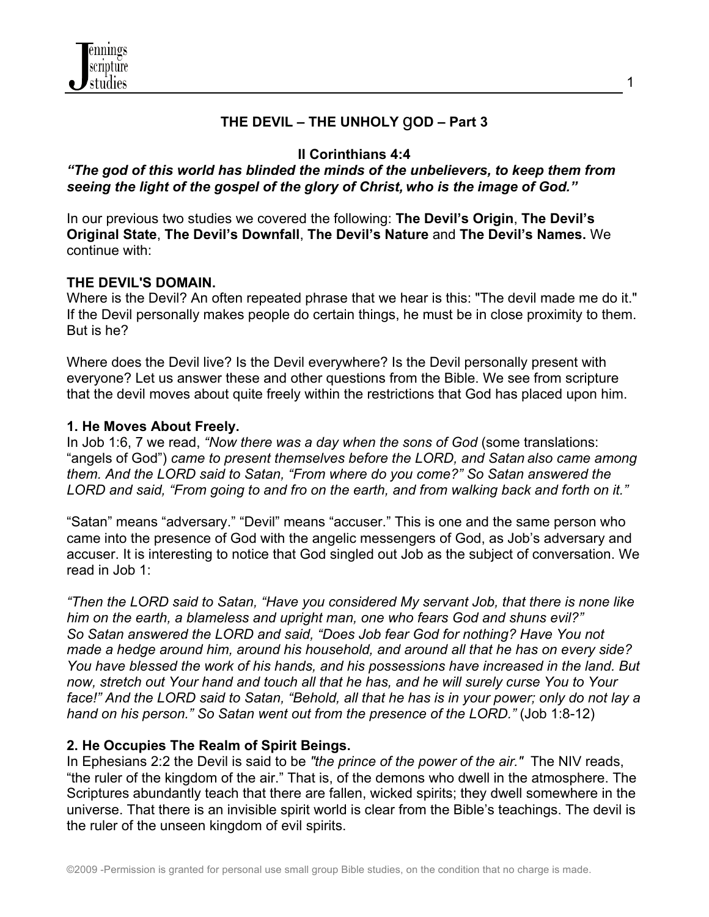# THE DEVIL – THE UNHOLY gOD – Part 3

## II Corinthians 4:4

***"The god of this world has blinded the minds of the unbelievers, to keep them from seeing the light of the gospel of the glory of Christ, who is the image of God."***

In our previous two studies we covered the following: **The Devil's Origin**, **The Devil's Original State**, **The Devil's Downfall**, **The Devil's Nature** and **The Devil's Names.** We continue with:

### THE DEVIL'S DOMAIN.

Where is the Devil? An often repeated phrase that we hear is this: "The devil made me do it." If the Devil personally makes people do certain things, he must be in close proximity to them. But is he?

Where does the Devil live? Is the Devil everywhere? Is the Devil personally present with everyone? Let us answer these and other questions from the Bible. We see from scripture that the devil moves about quite freely within the restrictions that God has placed upon him.

#### 1. He Moves About Freely.

In Job 1:6, 7 we read, *"Now there was a day when the sons of God* (some translations: "angels of God") *came to present themselves before the LORD, and Satan also came among them. And the LORD said to Satan, "From where do you come?" So Satan answered the LORD and said, "From going to and fro on the earth, and from walking back and forth on it."*

"Satan" means "adversary." "Devil" means "accuser." This is one and the same person who came into the presence of God with the angelic messengers of God, as Job's adversary and accuser. It is interesting to notice that God singled out Job as the subject of conversation. We read in Job 1:

*"Then the LORD said to Satan, "Have you considered My servant Job, that there is none like him on the earth, a blameless and upright man, one who fears God and shuns evil?" So Satan answered the LORD and said, "Does Job fear God for nothing? Have You not made a hedge around him, around his household, and around all that he has on every side? You have blessed the work of his hands, and his possessions have increased in the land. But now, stretch out Your hand and touch all that he has, and he will surely curse You to Your face!" And the LORD said to Satan, "Behold, all that he has is in your power; only do not lay a hand on his person." So Satan went out from the presence of the LORD."* (Job 1:8-12)

#### 2. He Occupies The Realm of Spirit Beings.

In Ephesians 2:2 the Devil is said to be *"the prince of the power of the air."* The NIV reads, "the ruler of the kingdom of the air." That is, of the demons who dwell in the atmosphere. The Scriptures abundantly teach that there are fallen, wicked spirits; they dwell somewhere in the universe. That there is an invisible spirit world is clear from the Bible's teachings. The devil is the ruler of the unseen kingdom of evil spirits.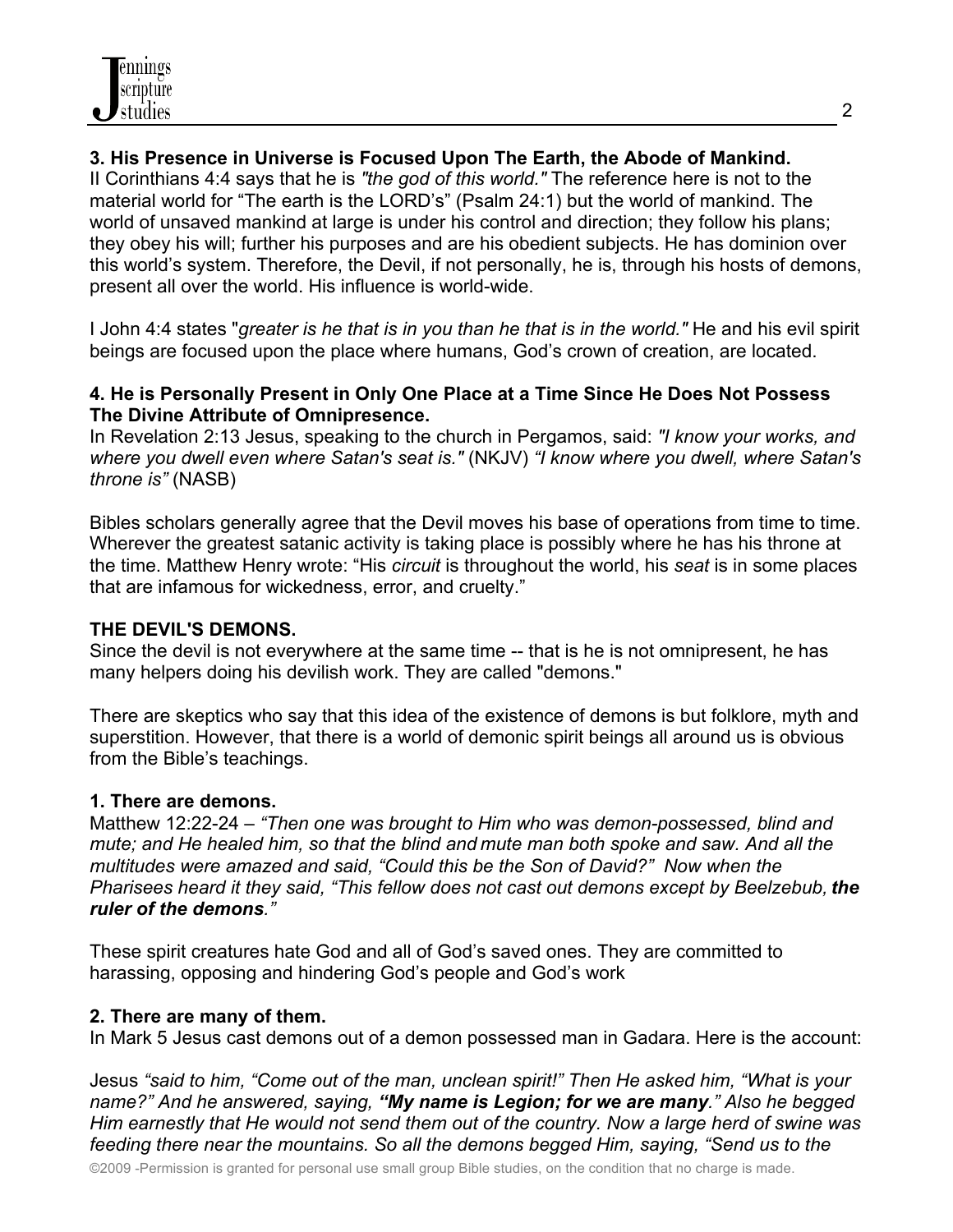**3. His Presence in Universe is Focused Upon The Earth, the Abode of Mankind.**
II Corinthians 4:4 says that he is *"the god of this world."* The reference here is not to the material world for "The earth is the LORD's" (Psalm 24:1) but the world of mankind. The world of unsaved mankind at large is under his control and direction; they follow his plans; they obey his will; further his purposes and are his obedient subjects. He has dominion over this world's system. Therefore, the Devil, if not personally, he is, through his hosts of demons, present all over the world. His influence is world-wide.

I John 4:4 states "*greater is he that is in you than he that is in the world."* He and his evil spirit beings are focused upon the place where humans, God's crown of creation, are located.

**4. He is Personally Present in Only One Place at a Time Since He Does Not Possess The Divine Attribute of Omnipresence.**
In Revelation 2:13 Jesus, speaking to the church in Pergamos, said: *"I know your works, and where you dwell even where Satan's seat is."* (NKJV) *"I know where you dwell, where Satan's throne is"* (NASB)

Bibles scholars generally agree that the Devil moves his base of operations from time to time. Wherever the greatest satanic activity is taking place is possibly where he has his throne at the time. Matthew Henry wrote: "His *circuit* is throughout the world, his *seat* is in some places that are infamous for wickedness, error, and cruelty."

**THE DEVIL'S DEMONS.**
Since the devil is not everywhere at the same time -- that is he is not omnipresent, he has many helpers doing his devilish work. They are called "demons."

There are skeptics who say that this idea of the existence of demons is but folklore, myth and superstition. However, that there is a world of demonic spirit beings all around us is obvious from the Bible's teachings.

**1. There are demons.**
Matthew 12:22-24 – *"Then one was brought to Him who was demon-possessed, blind and mute; and He healed him, so that the blind and mute man both spoke and saw. And all the multitudes were amazed and said, "Could this be the Son of David?" Now when the Pharisees heard it they said, "This fellow does not cast out demons except by Beelzebub,* ***the ruler of the demons****."*

These spirit creatures hate God and all of God's saved ones. They are committed to harassing, opposing and hindering God's people and God's work

**2. There are many of them.**
In Mark 5 Jesus cast demons out of a demon possessed man in Gadara. Here is the account:

Jesus *"said to him, "Come out of the man, unclean spirit!" Then He asked him, "What is your name?" And he answered, saying,* ***"My name is Legion; for we are many****." Also he begged Him earnestly that He would not send them out of the country. Now a large herd of swine was feeding there near the mountains. So all the demons begged Him, saying, "Send us to the*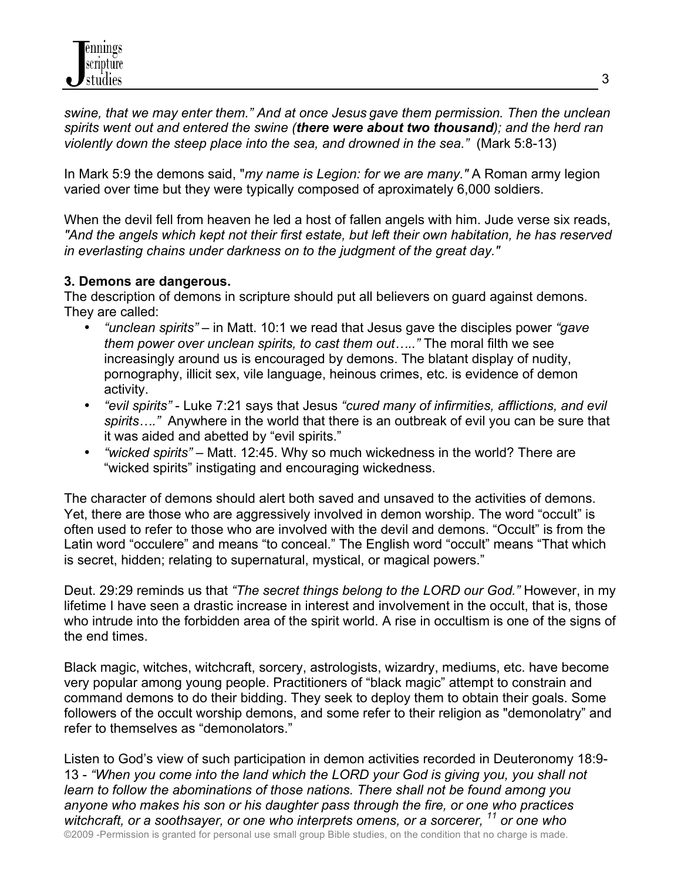*swine, that we may enter them." And at once Jesus gave them permission. Then the unclean spirits went out and entered the swine (**there were about two thousand**); and the herd ran violently down the steep place into the sea, and drowned in the sea."* (Mark 5:8-13)

In Mark 5:9 the demons said, "*my name is Legion: for we are many."* A Roman army legion varied over time but they were typically composed of aproximately 6,000 soldiers.

When the devil fell from heaven he led a host of fallen angels with him. Jude verse six reads, *"And the angels which kept not their first estate, but left their own habitation, he has reserved in everlasting chains under darkness on to the judgment of the great day."*

**3. Demons are dangerous.**

The description of demons in scripture should put all believers on guard against demons. They are called:

- *"unclean spirits"* – in Matt. 10:1 we read that Jesus gave the disciples power *"gave them power over unclean spirits, to cast them out….."* The moral filth we see increasingly around us is encouraged by demons. The blatant display of nudity, pornography, illicit sex, vile language, heinous crimes, etc. is evidence of demon activity.
- *"evil spirits"* - Luke 7:21 says that Jesus *"cured many of infirmities, afflictions, and evil spirits…."* Anywhere in the world that there is an outbreak of evil you can be sure that it was aided and abetted by "evil spirits."
- *"wicked spirits"* – Matt. 12:45. Why so much wickedness in the world? There are "wicked spirits" instigating and encouraging wickedness.

The character of demons should alert both saved and unsaved to the activities of demons. Yet, there are those who are aggressively involved in demon worship. The word "occult" is often used to refer to those who are involved with the devil and demons. "Occult" is from the Latin word "occulere" and means "to conceal." The English word "occult" means "That which is secret, hidden; relating to supernatural, mystical, or magical powers."

Deut. 29:29 reminds us that *"The secret things belong to the LORD our God."* However, in my lifetime I have seen a drastic increase in interest and involvement in the occult, that is, those who intrude into the forbidden area of the spirit world. A rise in occultism is one of the signs of the end times.

Black magic, witches, witchcraft, sorcery, astrologists, wizardry, mediums, etc. have become very popular among young people. Practitioners of "black magic" attempt to constrain and command demons to do their bidding. They seek to deploy them to obtain their goals. Some followers of the occult worship demons, and some refer to their religion as "demonolatry" and refer to themselves as "demonolators."

Listen to God's view of such participation in demon activities recorded in Deuteronomy 18:9-13 - *"When you come into the land which the LORD your God is giving you, you shall not learn to follow the abominations of those nations. There shall not be found among you anyone who makes his son or his daughter pass through the fire, or one who practices witchcraft, or a soothsayer, or one who interprets omens, or a sorcerer, [11] or one who*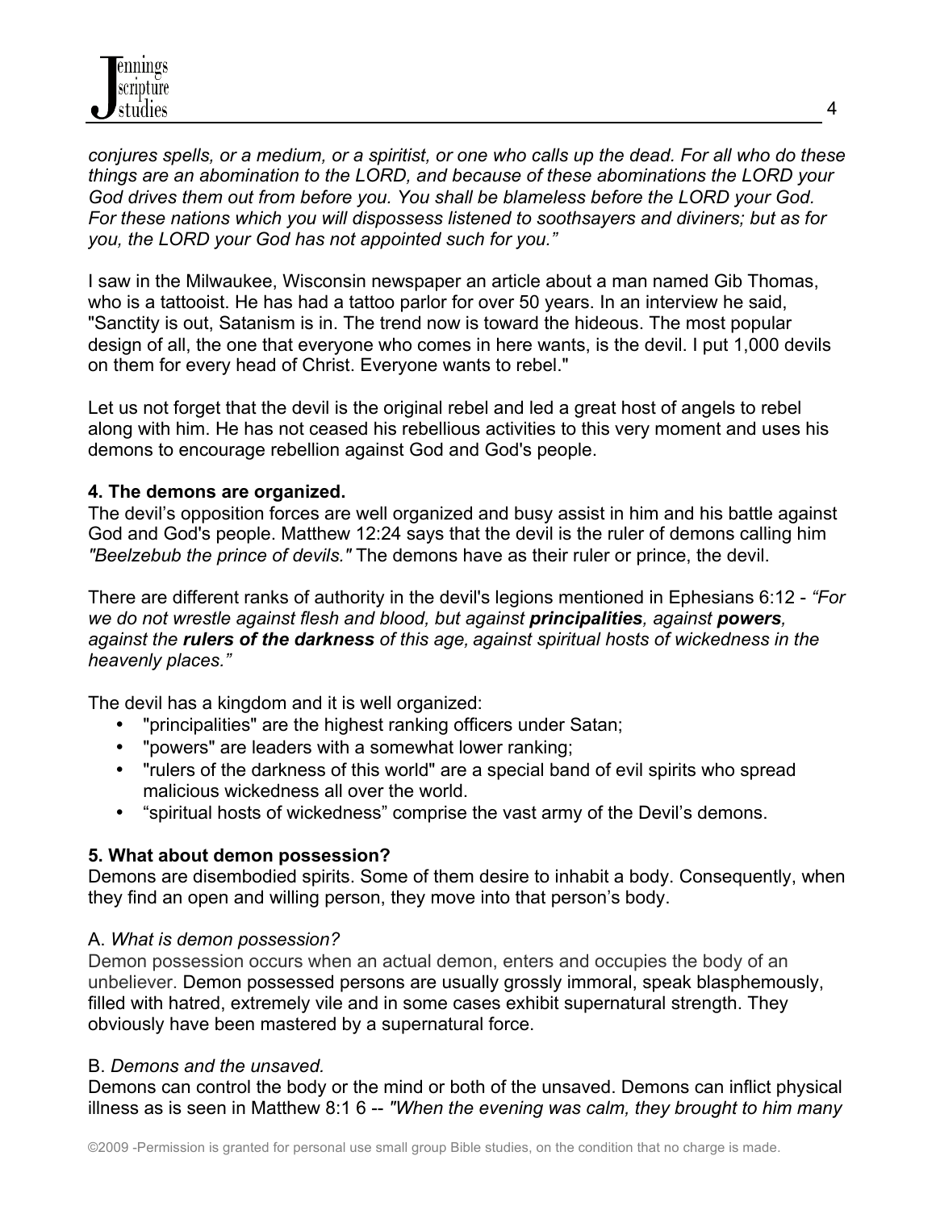*conjures spells, or a medium, or a spiritist, or one who calls up the dead. For all who do these things are an abomination to the LORD, and because of these abominations the LORD your God drives them out from before you. You shall be blameless before the LORD your God. For these nations which you will dispossess listened to soothsayers and diviners; but as for you, the LORD your God has not appointed such for you."*

I saw in the Milwaukee, Wisconsin newspaper an article about a man named Gib Thomas, who is a tattooist. He has had a tattoo parlor for over 50 years. In an interview he said, "Sanctity is out, Satanism is in. The trend now is toward the hideous. The most popular design of all, the one that everyone who comes in here wants, is the devil. I put 1,000 devils on them for every head of Christ. Everyone wants to rebel."

Let us not forget that the devil is the original rebel and led a great host of angels to rebel along with him. He has not ceased his rebellious activities to this very moment and uses his demons to encourage rebellion against God and God's people.

**4. The demons are organized.**
The devil's opposition forces are well organized and busy assist in him and his battle against God and God's people. Matthew 12:24 says that the devil is the ruler of demons calling him *"Beelzebub the prince of devils."* The demons have as their ruler or prince, the devil.

There are different ranks of authority in the devil's legions mentioned in Ephesians 6:12 - *"For we do not wrestle against flesh and blood, but against **principalities**, against **powers**, against the **rulers of the darkness** of this age, against spiritual hosts of wickedness in the heavenly places."*

The devil has a kingdom and it is well organized:

- "principalities" are the highest ranking officers under Satan;
- "powers" are leaders with a somewhat lower ranking;
- "rulers of the darkness of this world" are a special band of evil spirits who spread malicious wickedness all over the world.
- "spiritual hosts of wickedness" comprise the vast army of the Devil's demons.

**5. What about demon possession?**
Demons are disembodied spirits. Some of them desire to inhabit a body. Consequently, when they find an open and willing person, they move into that person's body.

A. *What is demon possession?*
Demon possession occurs when an actual demon, enters and occupies the body of an unbeliever. Demon possessed persons are usually grossly immoral, speak blasphemously, filled with hatred, extremely vile and in some cases exhibit supernatural strength. They obviously have been mastered by a supernatural force.

B. *Demons and the unsaved.*
Demons can control the body or the mind or both of the unsaved. Demons can inflict physical illness as is seen in Matthew 8:1 6 -- *"When the evening was calm, they brought to him many*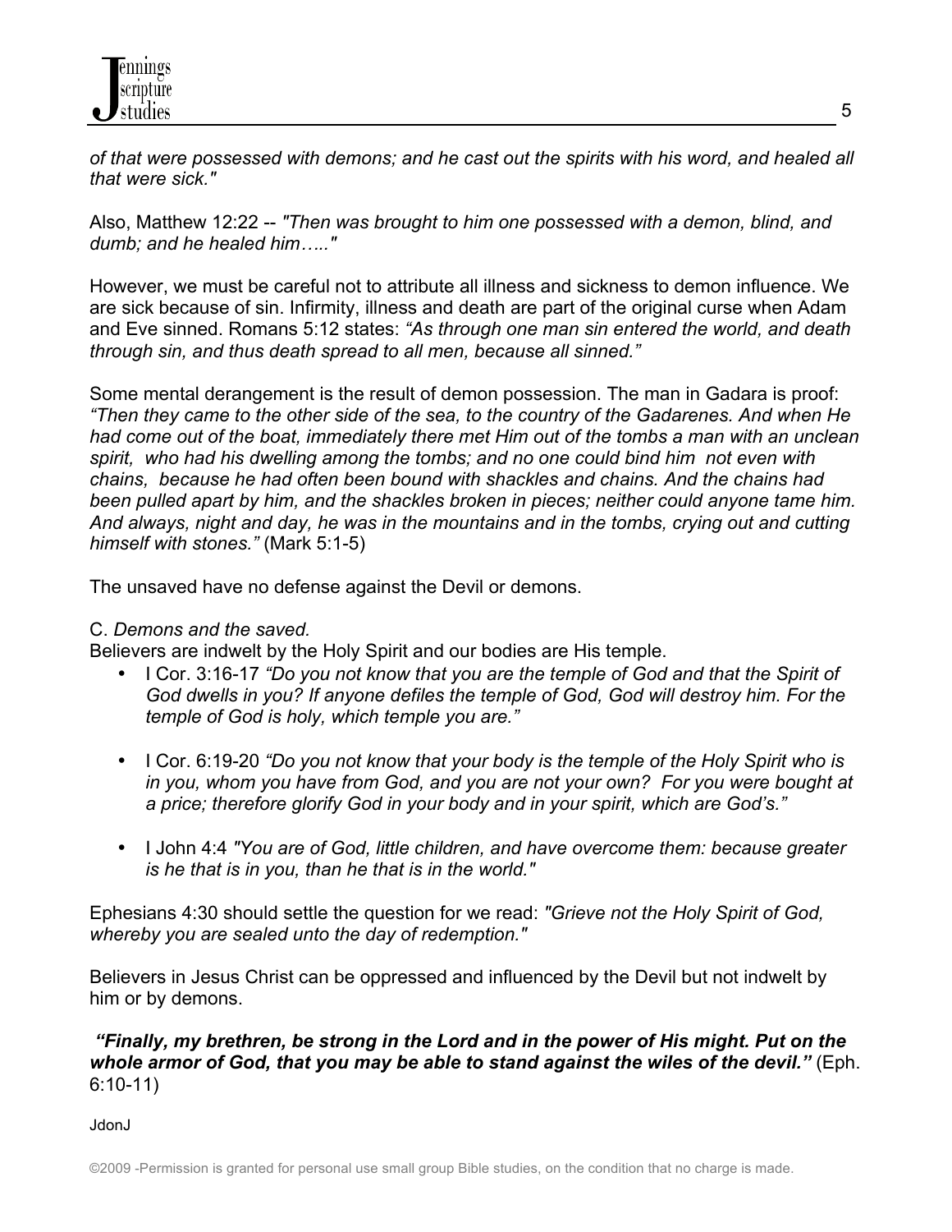*of that were possessed with demons; and he cast out the spirits with his word, and healed all that were sick."*

Also, Matthew 12:22 -- *"Then was brought to him one possessed with a demon, blind, and dumb; and he healed him….."*

However, we must be careful not to attribute all illness and sickness to demon influence. We are sick because of sin. Infirmity, illness and death are part of the original curse when Adam and Eve sinned. Romans 5:12 states: *"As through one man sin entered the world, and death through sin, and thus death spread to all men, because all sinned."*

Some mental derangement is the result of demon possession. The man in Gadara is proof: *"Then they came to the other side of the sea, to the country of the Gadarenes. And when He had come out of the boat, immediately there met Him out of the tombs a man with an unclean spirit, who had his dwelling among the tombs; and no one could bind him not even with chains, because he had often been bound with shackles and chains. And the chains had been pulled apart by him, and the shackles broken in pieces; neither could anyone tame him. And always, night and day, he was in the mountains and in the tombs, crying out and cutting himself with stones."* (Mark 5:1-5)

The unsaved have no defense against the Devil or demons.

C. *Demons and the saved.*
Believers are indwelt by the Holy Spirit and our bodies are His temple.

- I Cor. 3:16-17 *"Do you not know that you are the temple of God and that the Spirit of God dwells in you? If anyone defiles the temple of God, God will destroy him. For the temple of God is holy, which temple you are."*

- I Cor. 6:19-20 *"Do you not know that your body is the temple of the Holy Spirit who is in you, whom you have from God, and you are not your own? For you were bought at a price; therefore glorify God in your body and in your spirit, which are God's."*

- I John 4:4 *"You are of God, little children, and have overcome them: because greater is he that is in you, than he that is in the world."*

Ephesians 4:30 should settle the question for we read: *"Grieve not the Holy Spirit of God, whereby you are sealed unto the day of redemption."*

Believers in Jesus Christ can be oppressed and influenced by the Devil but not indwelt by him or by demons.

***"Finally, my brethren, be strong in the Lord and in the power of His might. Put on the whole armor of God, that you may be able to stand against the wiles of the devil."*** (Eph. 6:10-11)

JdonJ

©2009 -Permission is granted for personal use small group Bible studies, on the condition that no charge is made.